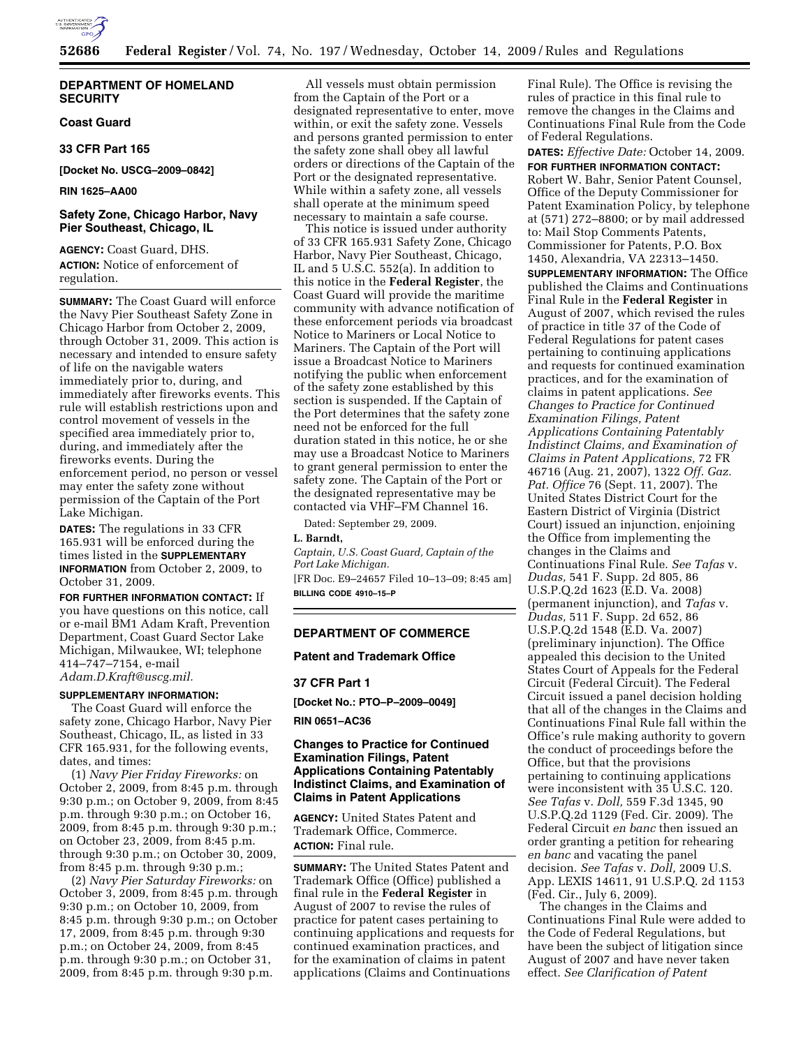## DEPARTMENT OF HOMELAND SECURITY

### Coast Guard

### 33 CFR Part 165

**[Docket No. USCG–2009–0842]**

**RIN 1625–AA00**

### Safety Zone, Chicago Harbor, Navy Pier Southeast, Chicago, IL

**AGENCY:** Coast Guard, DHS.

**ACTION:** Notice of enforcement of regulation.

**SUMMARY:** The Coast Guard will enforce the Navy Pier Southeast Safety Zone in Chicago Harbor from October 2, 2009, through October 31, 2009. This action is necessary and intended to ensure safety of life on the navigable waters immediately prior to, during, and immediately after fireworks events. This rule will establish restrictions upon and control movement of vessels in the specified area immediately prior to, during, and immediately after the fireworks events. During the enforcement period, no person or vessel may enter the safety zone without permission of the Captain of the Port Lake Michigan.

**DATES:** The regulations in 33 CFR 165.931 will be enforced during the times listed in the **SUPPLEMENTARY INFORMATION** from October 2, 2009, to October 31, 2009.

**FOR FURTHER INFORMATION CONTACT:** If you have questions on this notice, call or e-mail BM1 Adam Kraft, Prevention Department, Coast Guard Sector Lake Michigan, Milwaukee, WI; telephone 414–747–7154, e-mail *Adam.D.Kraft@uscg.mil.*

**SUPPLEMENTARY INFORMATION:**

The Coast Guard will enforce the safety zone, Chicago Harbor, Navy Pier Southeast, Chicago, IL, as listed in 33 CFR 165.931, for the following events, dates, and times:

(1) *Navy Pier Friday Fireworks:* on October 2, 2009, from 8:45 p.m. through 9:30 p.m.; on October 9, 2009, from 8:45 p.m. through 9:30 p.m.; on October 16, 2009, from 8:45 p.m. through 9:30 p.m.; on October 23, 2009, from 8:45 p.m. through 9:30 p.m.; on October 30, 2009, from 8:45 p.m. through 9:30 p.m.;

(2) *Navy Pier Saturday Fireworks:* on October 3, 2009, from 8:45 p.m. through 9:30 p.m.; on October 10, 2009, from 8:45 p.m. through 9:30 p.m.; on October 17, 2009, from 8:45 p.m. through 9:30 p.m.; on October 24, 2009, from 8:45 p.m. through 9:30 p.m.; on October 31, 2009, from 8:45 p.m. through 9:30 p.m.

All vessels must obtain permission from the Captain of the Port or a designated representative to enter, move within, or exit the safety zone. Vessels and persons granted permission to enter the safety zone shall obey all lawful orders or directions of the Captain of the Port or the designated representative. While within a safety zone, all vessels shall operate at the minimum speed necessary to maintain a safe course.

This notice is issued under authority of 33 CFR 165.931 Safety Zone, Chicago Harbor, Navy Pier Southeast, Chicago, IL and 5 U.S.C. 552(a). In addition to this notice in the **Federal Register**, the Coast Guard will provide the maritime community with advance notification of these enforcement periods via broadcast Notice to Mariners or Local Notice to Mariners. The Captain of the Port will issue a Broadcast Notice to Mariners notifying the public when enforcement of the safety zone established by this section is suspended. If the Captain of the Port determines that the safety zone need not be enforced for the full duration stated in this notice, he or she may use a Broadcast Notice to Mariners to grant general permission to enter the safety zone. The Captain of the Port or the designated representative may be contacted via VHF–FM Channel 16.

Dated: September 29, 2009.

**L. Barndt,**

*Captain, U.S. Coast Guard, Captain of the Port Lake Michigan.*

[FR Doc. E9–24657 Filed 10–13–09; 8:45 am]

**BILLING CODE 4910–15–P**

## DEPARTMENT OF COMMERCE

### Patent and Trademark Office

### 37 CFR Part 1

**[Docket No.: PTO–P–2009–0049]**

**RIN 0651–AC36**

### Changes to Practice for Continued Examination Filings, Patent Applications Containing Patentably Indistinct Claims, and Examination of Claims in Patent Applications

**AGENCY:** United States Patent and Trademark Office, Commerce.

**ACTION:** Final rule.

**SUMMARY:** The United States Patent and Trademark Office (Office) published a final rule in the **Federal Register** in August of 2007 to revise the rules of practice for patent cases pertaining to continuing applications and requests for continued examination practices, and for the examination of claims in patent applications (Claims and Continuations Final Rule). The Office is revising the rules of practice in this final rule to remove the changes in the Claims and Continuations Final Rule from the Code of Federal Regulations.

**DATES:** *Effective Date:* October 14, 2009.

**FOR FURTHER INFORMATION CONTACT:** Robert W. Bahr, Senior Patent Counsel, Office of the Deputy Commissioner for Patent Examination Policy, by telephone at (571) 272–8800; or by mail addressed to: Mail Stop Comments Patents, Commissioner for Patents, P.O. Box 1450, Alexandria, VA 22313–1450.

**SUPPLEMENTARY INFORMATION:** The Office published the Claims and Continuations Final Rule in the **Federal Register** in August of 2007, which revised the rules of practice in title 37 of the Code of Federal Regulations for patent cases pertaining to continuing applications and requests for continued examination practices, and for the examination of claims in patent applications. *See Changes to Practice for Continued Examination Filings, Patent Applications Containing Patentably Indistinct Claims, and Examination of Claims in Patent Applications,* 72 FR 46716 (Aug. 21, 2007), 1322 *Off. Gaz. Pat. Office* 76 (Sept. 11, 2007). The United States District Court for the Eastern District of Virginia (District Court) issued an injunction, enjoining the Office from implementing the changes in the Claims and Continuations Final Rule. *See Tafas* v. *Dudas,* 541 F. Supp. 2d 805, 86 U.S.P.Q.2d 1623 (E.D. Va. 2008) (permanent injunction), and *Tafas* v. *Dudas,* 511 F. Supp. 2d 652, 86 U.S.P.Q.2d 1548 (E.D. Va. 2007) (preliminary injunction). The Office appealed this decision to the United States Court of Appeals for the Federal Circuit (Federal Circuit). The Federal Circuit issued a panel decision holding that all of the changes in the Claims and Continuations Final Rule fall within the Office's rule making authority to govern the conduct of proceedings before the Office, but that the provisions pertaining to continuing applications were inconsistent with 35 U.S.C. 120. *See Tafas* v. *Doll,* 559 F.3d 1345, 90 U.S.P.Q.2d 1129 (Fed. Cir. 2009). The Federal Circuit *en banc* then issued an order granting a petition for rehearing *en banc* and vacating the panel decision. *See Tafas* v. *Doll,* 2009 U.S. App. LEXIS 14611, 91 U.S.P.Q. 2d 1153 (Fed. Cir., July 6, 2009).

The changes in the Claims and Continuations Final Rule were added to the Code of Federal Regulations, but have been the subject of litigation since August of 2007 and have never taken effect. *See Clarification of Patent*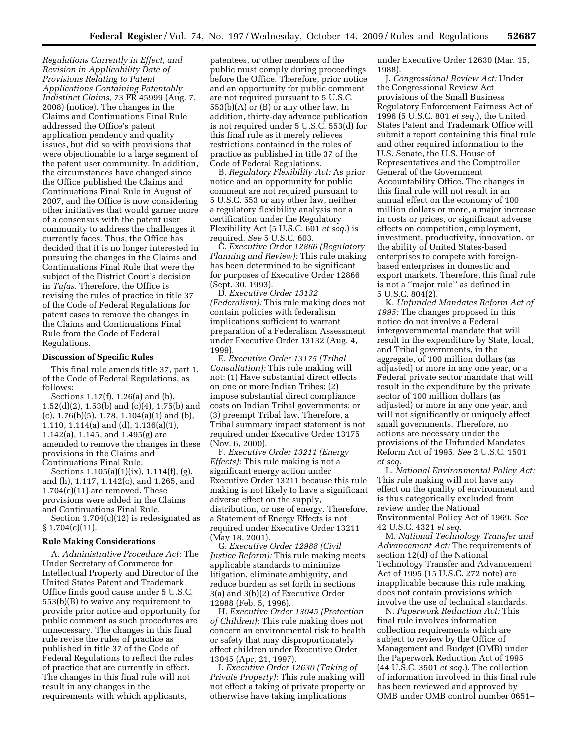*Regulations Currently in Effect, and Revision in Applicability Date of Provisions Relating to Patent Applications Containing Patentably Indistinct Claims,* 73 FR 45999 (Aug. 7, 2008) (notice). The changes in the Claims and Continuations Final Rule addressed the Office's patent application pendency and quality issues, but did so with provisions that were objectionable to a large segment of the patent user community. In addition, the circumstances have changed since the Office published the Claims and Continuations Final Rule in August of 2007, and the Office is now considering other initiatives that would garner more of a consensus with the patent user community to address the challenges it currently faces. Thus, the Office has decided that it is no longer interested in pursuing the changes in the Claims and Continuations Final Rule that were the subject of the District Court's decision in *Tafas.* Therefore, the Office is revising the rules of practice in title 37 of the Code of Federal Regulations for patent cases to remove the changes in the Claims and Continuations Final Rule from the Code of Federal Regulations.

**Discussion of Specific Rules**

This final rule amends title 37, part 1, of the Code of Federal Regulations, as follows:

Sections 1.17(f), 1.26(a) and (b), 1.52(d)(2), 1.53(b) and (c)(4), 1.75(b) and (c), 1.76(b)(5), 1.78, 1.104(a)(1) and (b), 1.110, 1.114(a) and (d), 1.136(a)(1), 1.142(a), 1.145, and 1.495(g) are amended to remove the changes in these provisions in the Claims and Continuations Final Rule.

Sections 1.105(a)(1)(ix), 1.114(f), (g), and (h), 1.117, 1.142(c), and 1.265, and 1.704(c)(11) are removed. These provisions were added in the Claims and Continuations Final Rule.

Section 1.704(c)(12) is redesignated as § 1.704(c)(11).

**Rule Making Considerations**

A. *Administrative Procedure Act:* The Under Secretary of Commerce for Intellectual Property and Director of the United States Patent and Trademark Office finds good cause under 5 U.S.C. 553(b)(B) to waive any requirement to provide prior notice and opportunity for public comment as such procedures are unnecessary. The changes in this final rule revise the rules of practice as published in title 37 of the Code of Federal Regulations to reflect the rules of practice that are currently in effect. The changes in this final rule will not result in any changes in the requirements with which applicants, patentees, or other members of the public must comply during proceedings before the Office. Therefore, prior notice and an opportunity for public comment are not required pursuant to 5 U.S.C. 553(b)(A) or (B) or any other law. In addition, thirty-day advance publication is not required under 5 U.S.C. 553(d) for this final rule as it merely relieves restrictions contained in the rules of practice as published in title 37 of the Code of Federal Regulations.

B. *Regulatory Flexibility Act:* As prior notice and an opportunity for public comment are not required pursuant to 5 U.S.C. 553 or any other law, neither a regulatory flexibility analysis nor a certification under the Regulatory Flexibility Act (5 U.S.C. 601 *et seq.*) is required. *See* 5 U.S.C. 603.

C. *Executive Order 12866 (Regulatory Planning and Review):* This rule making has been determined to be significant for purposes of Executive Order 12866 (Sept. 30, 1993).

D. *Executive Order 13132 (Federalism):* This rule making does not contain policies with federalism implications sufficient to warrant preparation of a Federalism Assessment under Executive Order 13132 (Aug. 4, 1999).

E. *Executive Order 13175 (Tribal Consultation):* This rule making will not: (1) Have substantial direct effects on one or more Indian Tribes; (2) impose substantial direct compliance costs on Indian Tribal governments; or (3) preempt Tribal law. Therefore, a Tribal summary impact statement is not required under Executive Order 13175 (Nov. 6, 2000).

F. *Executive Order 13211 (Energy Effects):* This rule making is not a significant energy action under Executive Order 13211 because this rule making is not likely to have a significant adverse effect on the supply, distribution, or use of energy. Therefore, a Statement of Energy Effects is not required under Executive Order 13211 (May 18, 2001).

G. *Executive Order 12988 (Civil Justice Reform):* This rule making meets applicable standards to minimize litigation, eliminate ambiguity, and reduce burden as set forth in sections 3(a) and 3(b)(2) of Executive Order 12988 (Feb. 5, 1996).

H. *Executive Order 13045 (Protection of Children):* This rule making does not concern an environmental risk to health or safety that may disproportionately affect children under Executive Order 13045 (Apr, 21, 1997).

I. *Executive Order 12630 (Taking of Private Property):* This rule making will not effect a taking of private property or otherwise have taking implications under Executive Order 12630 (Mar. 15, 1988).

J. *Congressional Review Act:* Under the Congressional Review Act provisions of the Small Business Regulatory Enforcement Fairness Act of 1996 (5 U.S.C. 801 *et seq.*), the United States Patent and Trademark Office will submit a report containing this final rule and other required information to the U.S. Senate, the U.S. House of Representatives and the Comptroller General of the Government Accountability Office. The changes in this final rule will not result in an annual effect on the economy of 100 million dollars or more, a major increase in costs or prices, or significant adverse effects on competition, employment, investment, productivity, innovation, or the ability of United States-based enterprises to compete with foreign-based enterprises in domestic and export markets. Therefore, this final rule is not a ''major rule'' as defined in 5 U.S.C. 804(2).

K. *Unfunded Mandates Reform Act of 1995:* The changes proposed in this notice do not involve a Federal intergovernmental mandate that will result in the expenditure by State, local, and Tribal governments, in the aggregate, of 100 million dollars (as adjusted) or more in any one year, or a Federal private sector mandate that will result in the expenditure by the private sector of 100 million dollars (as adjusted) or more in any one year, and will not significantly or uniquely affect small governments. Therefore, no actions are necessary under the provisions of the Unfunded Mandates Reform Act of 1995. *See* 2 U.S.C. 1501 *et seq.*

L. *National Environmental Policy Act:* This rule making will not have any effect on the quality of environment and is thus categorically excluded from review under the National Environmental Policy Act of 1969. *See* 42 U.S.C. 4321 *et seq.*

M. *National Technology Transfer and Advancement Act:* The requirements of section 12(d) of the National Technology Transfer and Advancement Act of 1995 (15 U.S.C. 272 note) are inapplicable because this rule making does not contain provisions which involve the use of technical standards.

N. *Paperwork Reduction Act:* This final rule involves information collection requirements which are subject to review by the Office of Management and Budget (OMB) under the Paperwork Reduction Act of 1995 (44 U.S.C. 3501 *et seq.*). The collection of information involved in this final rule has been reviewed and approved by OMB under OMB control number 0651–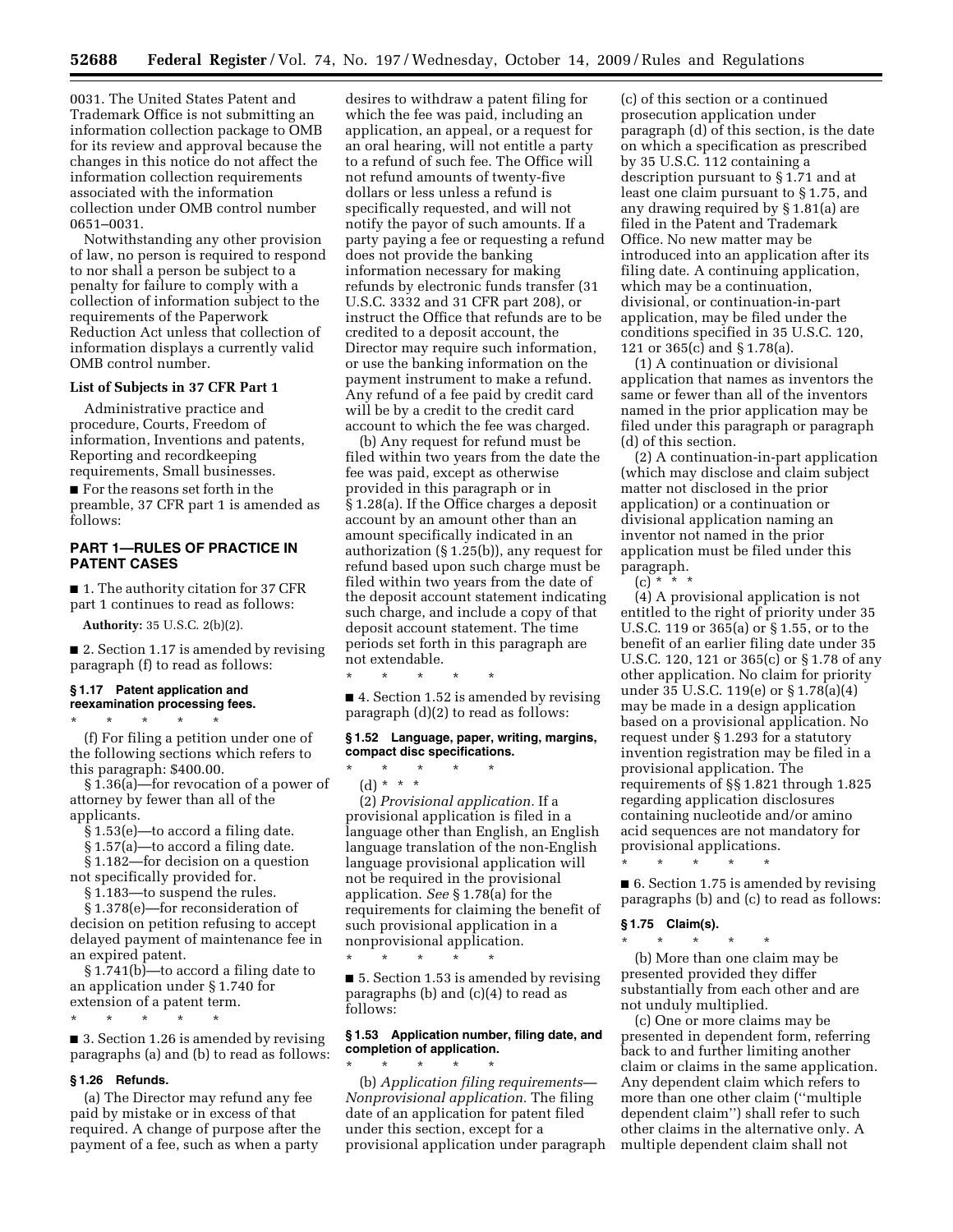0031. The United States Patent and Trademark Office is not submitting an information collection package to OMB for its review and approval because the changes in this notice do not affect the information collection requirements associated with the information collection under OMB control number 0651–0031.

Notwithstanding any other provision of law, no person is required to respond to nor shall a person be subject to a penalty for failure to comply with a collection of information subject to the requirements of the Paperwork Reduction Act unless that collection of information displays a currently valid OMB control number.

**List of Subjects in 37 CFR Part 1**

Administrative practice and procedure, Courts, Freedom of information, Inventions and patents, Reporting and recordkeeping requirements, Small businesses.

■ For the reasons set forth in the preamble, 37 CFR part 1 is amended as follows:

## PART 1—RULES OF PRACTICE IN PATENT CASES

■ 1. The authority citation for 37 CFR part 1 continues to read as follows:

**Authority:** 35 U.S.C. 2(b)(2).

■ 2. Section 1.17 is amended by revising paragraph (f) to read as follows:

### § 1.17 Patent application and reexamination processing fees.

\* \* \* \* \*

(f) For filing a petition under one of the following sections which refers to this paragraph: $400.00.

§ 1.36(a)—for revocation of a power of attorney by fewer than all of the applicants.

§ 1.53(e)—to accord a filing date.

§ 1.57(a)—to accord a filing date.

§ 1.182—for decision on a question not specifically provided for.

§ 1.183—to suspend the rules.

§ 1.378(e)—for reconsideration of decision on petition refusing to accept delayed payment of maintenance fee in an expired patent.

§ 1.741(b)—to accord a filing date to an application under § 1.740 for extension of a patent term.

\* \* \* \* \*

■ 3. Section 1.26 is amended by revising paragraphs (a) and (b) to read as follows:

### § 1.26 Refunds.

(a) The Director may refund any fee paid by mistake or in excess of that required. A change of purpose after the payment of a fee, such as when a party desires to withdraw a patent filing for which the fee was paid, including an application, an appeal, or a request for an oral hearing, will not entitle a party to a refund of such fee. The Office will not refund amounts of twenty-five dollars or less unless a refund is specifically requested, and will not notify the payor of such amounts. If a party paying a fee or requesting a refund does not provide the banking information necessary for making refunds by electronic funds transfer (31 U.S.C. 3332 and 31 CFR part 208), or instruct the Office that refunds are to be credited to a deposit account, the Director may require such information, or use the banking information on the payment instrument to make a refund. Any refund of a fee paid by credit card will be by a credit to the credit card account to which the fee was charged.

(b) Any request for refund must be filed within two years from the date the fee was paid, except as otherwise provided in this paragraph or in § 1.28(a). If the Office charges a deposit account by an amount other than an amount specifically indicated in an authorization (§ 1.25(b)), any request for refund based upon such charge must be filed within two years from the date of the deposit account statement indicating such charge, and include a copy of that deposit account statement. The time periods set forth in this paragraph are not extendable.

\* \* \* \* \*

■ 4. Section 1.52 is amended by revising paragraph (d)(2) to read as follows:

### § 1.52 Language, paper, writing, margins, compact disc specifications.

\* \* \* \* \*

(d) \* \* \*

(2) *Provisional application.* If a provisional application is filed in a language other than English, an English language translation of the non-English language provisional application will not be required in the provisional application. *See* § 1.78(a) for the requirements for claiming the benefit of such provisional application in a nonprovisional application.

\* \* \* \* \*

■ 5. Section 1.53 is amended by revising paragraphs (b) and (c)(4) to read as follows:

### § 1.53 Application number, filing date, and completion of application.

\* \* \* \* \*

(b) *Application filing requirements—Nonprovisional application.* The filing date of an application for patent filed under this section, except for a provisional application under paragraph (c) of this section or a continued prosecution application under paragraph (d) of this section, is the date on which a specification as prescribed by 35 U.S.C. 112 containing a description pursuant to § 1.71 and at least one claim pursuant to § 1.75, and any drawing required by § 1.81(a) are filed in the Patent and Trademark Office. No new matter may be introduced into an application after its filing date. A continuing application, which may be a continuation, divisional, or continuation-in-part application, may be filed under the conditions specified in 35 U.S.C. 120, 121 or 365(c) and § 1.78(a).

(1) A continuation or divisional application that names as inventors the same or fewer than all of the inventors named in the prior application may be filed under this paragraph or paragraph (d) of this section.

(2) A continuation-in-part application (which may disclose and claim subject matter not disclosed in the prior application) or a continuation or divisional application naming an inventor not named in the prior application must be filed under this paragraph.

(c) \* \* \*

(4) A provisional application is not entitled to the right of priority under 35 U.S.C. 119 or 365(a) or § 1.55, or to the benefit of an earlier filing date under 35 U.S.C. 120, 121 or 365(c) or § 1.78 of any other application. No claim for priority under 35 U.S.C. 119(e) or § 1.78(a)(4) may be made in a design application based on a provisional application. No request under § 1.293 for a statutory invention registration may be filed in a provisional application. The requirements of §§ 1.821 through 1.825 regarding application disclosures containing nucleotide and/or amino acid sequences are not mandatory for provisional applications.

\* \* \* \* \*

■ 6. Section 1.75 is amended by revising paragraphs (b) and (c) to read as follows:

### § 1.75 Claim(s).

\* \* \* \* \*

(b) More than one claim may be presented provided they differ substantially from each other and are not unduly multiplied.

(c) One or more claims may be presented in dependent form, referring back to and further limiting another claim or claims in the same application. Any dependent claim which refers to more than one other claim (''multiple dependent claim'') shall refer to such other claims in the alternative only. A multiple dependent claim shall not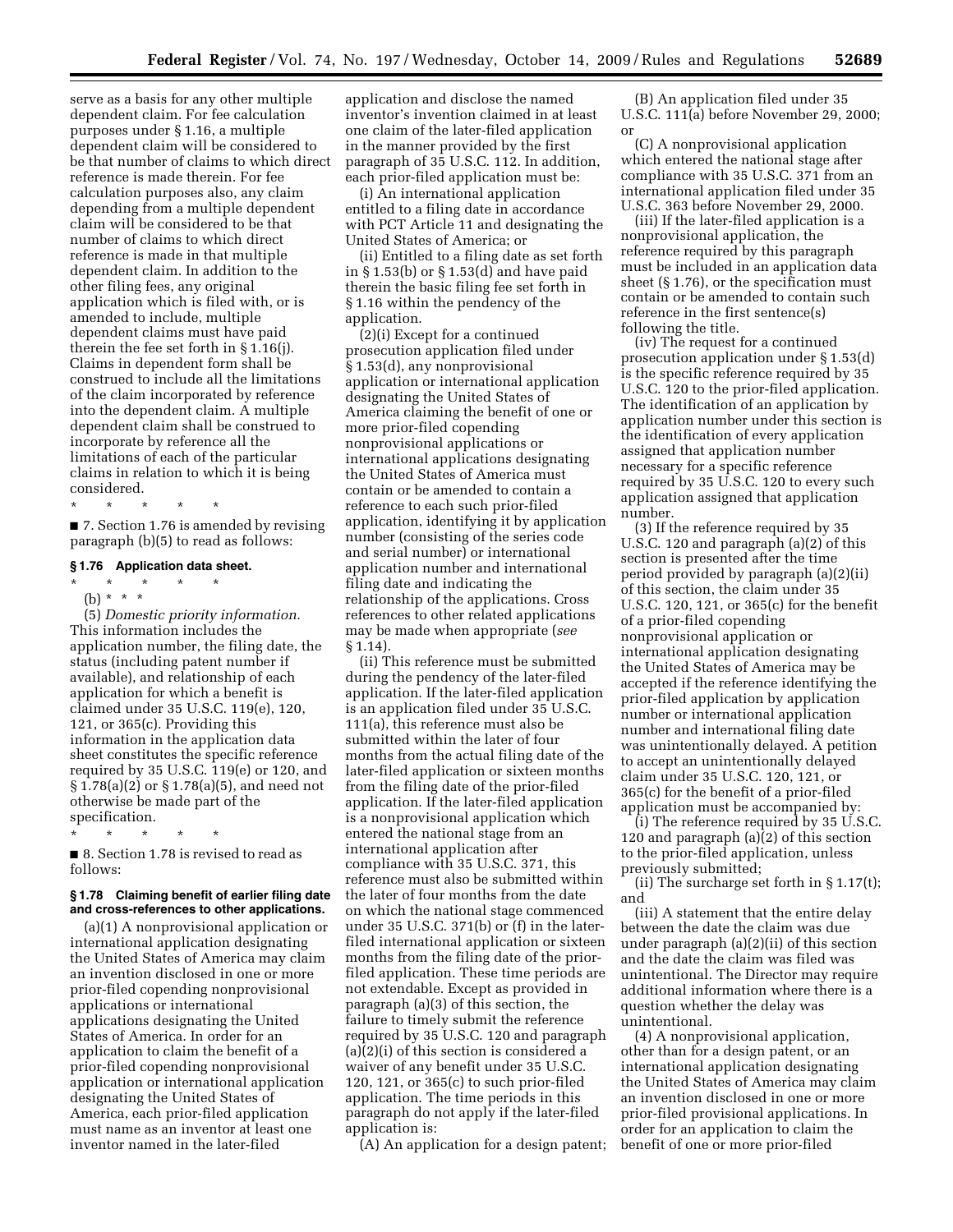serve as a basis for any other multiple dependent claim. For fee calculation purposes under § 1.16, a multiple dependent claim will be considered to be that number of claims to which direct reference is made therein. For fee calculation purposes also, any claim depending from a multiple dependent claim will be considered to be that number of claims to which direct reference is made in that multiple dependent claim. In addition to the other filing fees, any original application which is filed with, or is amended to include, multiple dependent claims must have paid therein the fee set forth in § 1.16(j). Claims in dependent form shall be construed to include all the limitations of the claim incorporated by reference into the dependent claim. A multiple dependent claim shall be construed to incorporate by reference all the limitations of each of the particular claims in relation to which it is being considered.

\* \* \* \* \*

■ 7. Section 1.76 is amended by revising paragraph (b)(5) to read as follows:

### § 1.76 Application data sheet.

\* \* \* \* \*

(b) \* \* \*

(5) *Domestic priority information.* This information includes the application number, the filing date, the status (including patent number if available), and relationship of each application for which a benefit is claimed under 35 U.S.C. 119(e), 120, 121, or 365(c). Providing this information in the application data sheet constitutes the specific reference required by 35 U.S.C. 119(e) or 120, and § 1.78(a)(2) or § 1.78(a)(5), and need not otherwise be made part of the specification.

\* \* \* \* \*

■ 8. Section 1.78 is revised to read as follows:

### § 1.78 Claiming benefit of earlier filing date and cross-references to other applications.

(a)(1) A nonprovisional application or international application designating the United States of America may claim an invention disclosed in one or more prior-filed copending nonprovisional applications or international applications designating the United States of America. In order for an application to claim the benefit of a prior-filed copending nonprovisional application or international application designating the United States of America, each prior-filed application must name as an inventor at least one inventor named in the later-filed application and disclose the named inventor's invention claimed in at least one claim of the later-filed application in the manner provided by the first paragraph of 35 U.S.C. 112. In addition, each prior-filed application must be:

(i) An international application entitled to a filing date in accordance with PCT Article 11 and designating the United States of America; or

(ii) Entitled to a filing date as set forth in § 1.53(b) or § 1.53(d) and have paid therein the basic filing fee set forth in § 1.16 within the pendency of the application.

(2)(i) Except for a continued prosecution application filed under § 1.53(d), any nonprovisional application or international application designating the United States of America claiming the benefit of one or more prior-filed copending nonprovisional applications or international applications designating the United States of America must contain or be amended to contain a reference to each such prior-filed application, identifying it by application number (consisting of the series code and serial number) or international application number and international filing date and indicating the relationship of the applications. Cross references to other related applications may be made when appropriate (*see* § 1.14).

(ii) This reference must be submitted during the pendency of the later-filed application. If the later-filed application is an application filed under 35 U.S.C. 111(a), this reference must also be submitted within the later of four months from the actual filing date of the later-filed application or sixteen months from the filing date of the prior-filed application. If the later-filed application is a nonprovisional application which entered the national stage from an international application after compliance with 35 U.S.C. 371, this reference must also be submitted within the later of four months from the date on which the national stage commenced under 35 U.S.C. 371(b) or (f) in the later-filed international application or sixteen months from the filing date of the prior-filed application. These time periods are not extendable. Except as provided in paragraph (a)(3) of this section, the failure to timely submit the reference required by 35 U.S.C. 120 and paragraph (a)(2)(i) of this section is considered a waiver of any benefit under 35 U.S.C. 120, 121, or 365(c) to such prior-filed application. The time periods in this paragraph do not apply if the later-filed application is:

(A) An application for a design patent;

(B) An application filed under 35 U.S.C. 111(a) before November 29, 2000; or

(C) A nonprovisional application which entered the national stage after compliance with 35 U.S.C. 371 from an international application filed under 35 U.S.C. 363 before November 29, 2000.

(iii) If the later-filed application is a nonprovisional application, the reference required by this paragraph must be included in an application data sheet (§ 1.76), or the specification must contain or be amended to contain such reference in the first sentence(s) following the title.

(iv) The request for a continued prosecution application under § 1.53(d) is the specific reference required by 35 U.S.C. 120 to the prior-filed application. The identification of an application by application number under this section is the identification of every application assigned that application number necessary for a specific reference required by 35 U.S.C. 120 to every such application assigned that application number.

(3) If the reference required by 35 U.S.C. 120 and paragraph (a)(2) of this section is presented after the time period provided by paragraph (a)(2)(ii) of this section, the claim under 35 U.S.C. 120, 121, or 365(c) for the benefit of a prior-filed copending nonprovisional application or international application designating the United States of America may be accepted if the reference identifying the prior-filed application by application number or international application number and international filing date was unintentionally delayed. A petition to accept an unintentionally delayed claim under 35 U.S.C. 120, 121, or 365(c) for the benefit of a prior-filed application must be accompanied by:

(i) The reference required by 35 U.S.C. 120 and paragraph (a)(2) of this section to the prior-filed application, unless previously submitted;

(ii) The surcharge set forth in § 1.17(t); and

(iii) A statement that the entire delay between the date the claim was due under paragraph (a)(2)(ii) of this section and the date the claim was filed was unintentional. The Director may require additional information where there is a question whether the delay was unintentional.

(4) A nonprovisional application, other than for a design patent, or an international application designating the United States of America may claim an invention disclosed in one or more prior-filed provisional applications. In order for an application to claim the benefit of one or more prior-filed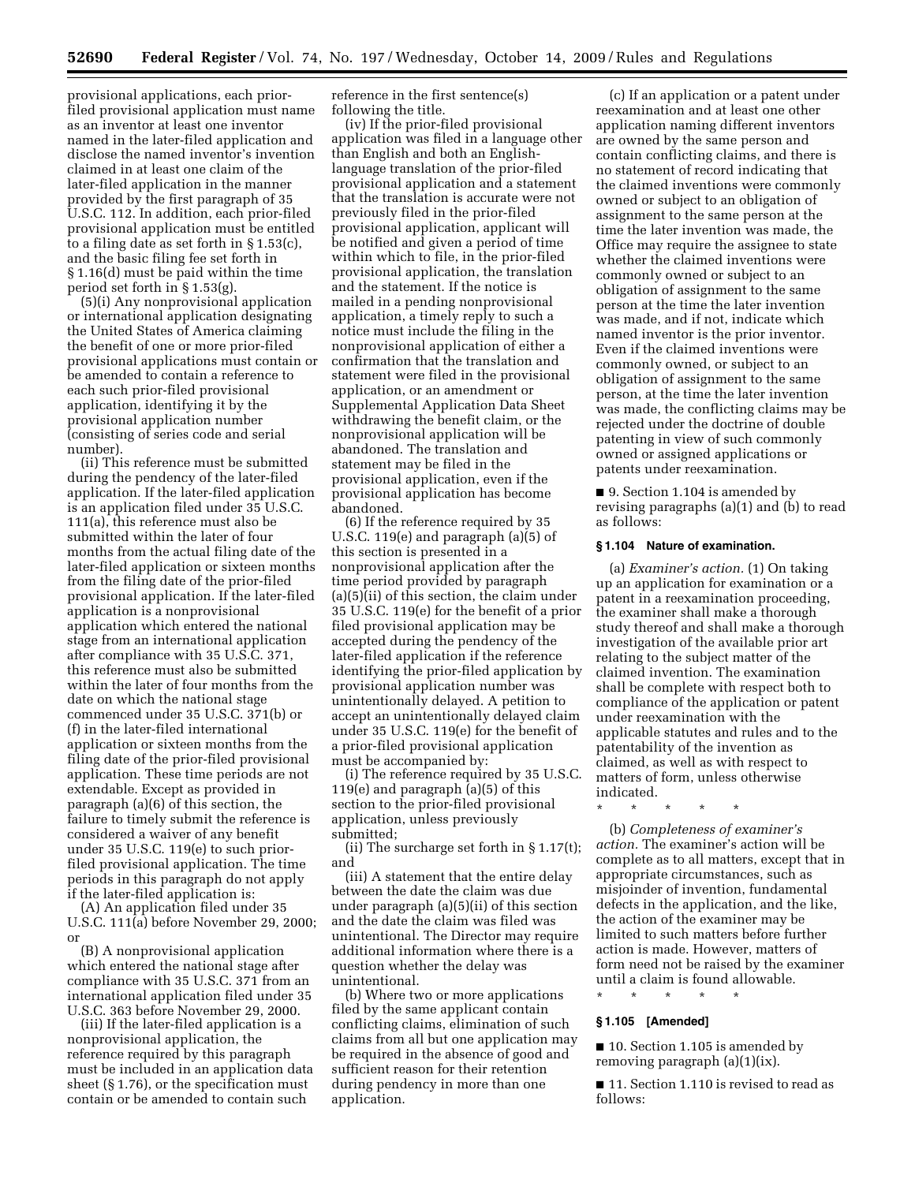provisional applications, each prior-filed provisional application must name as an inventor at least one inventor named in the later-filed application and disclose the named inventor's invention claimed in at least one claim of the later-filed application in the manner provided by the first paragraph of 35 U.S.C. 112. In addition, each prior-filed provisional application must be entitled to a filing date as set forth in § 1.53(c), and the basic filing fee set forth in § 1.16(d) must be paid within the time period set forth in § 1.53(g).

(5)(i) Any nonprovisional application or international application designating the United States of America claiming the benefit of one or more prior-filed provisional applications must contain or be amended to contain a reference to each such prior-filed provisional application, identifying it by the provisional application number (consisting of series code and serial number).

(ii) This reference must be submitted during the pendency of the later-filed application. If the later-filed application is an application filed under 35 U.S.C. 111(a), this reference must also be submitted within the later of four months from the actual filing date of the later-filed application or sixteen months from the filing date of the prior-filed provisional application. If the later-filed application is a nonprovisional application which entered the national stage from an international application after compliance with 35 U.S.C. 371, this reference must also be submitted within the later of four months from the date on which the national stage commenced under 35 U.S.C. 371(b) or (f) in the later-filed international application or sixteen months from the filing date of the prior-filed provisional application. These time periods are not extendable. Except as provided in paragraph (a)(6) of this section, the failure to timely submit the reference is considered a waiver of any benefit under 35 U.S.C. 119(e) to such prior-filed provisional application. The time periods in this paragraph do not apply if the later-filed application is:

(A) An application filed under 35 U.S.C. 111(a) before November 29, 2000; or

(B) A nonprovisional application which entered the national stage after compliance with 35 U.S.C. 371 from an international application filed under 35 U.S.C. 363 before November 29, 2000.

(iii) If the later-filed application is a nonprovisional application, the reference required by this paragraph must be included in an application data sheet (§ 1.76), or the specification must contain or be amended to contain such reference in the first sentence(s) following the title.

(iv) If the prior-filed provisional application was filed in a language other than English and both an English-language translation of the prior-filed provisional application and a statement that the translation is accurate were not previously filed in the prior-filed provisional application, applicant will be notified and given a period of time within which to file, in the prior-filed provisional application, the translation and the statement. If the notice is mailed in a pending nonprovisional application, a timely reply to such a notice must include the filing in the nonprovisional application of either a confirmation that the translation and statement were filed in the provisional application, or an amendment or Supplemental Application Data Sheet withdrawing the benefit claim, or the nonprovisional application will be abandoned. The translation and statement may be filed in the provisional application, even if the provisional application has become abandoned.

(6) If the reference required by 35 U.S.C. 119(e) and paragraph (a)(5) of this section is presented in a nonprovisional application after the time period provided by paragraph (a)(5)(ii) of this section, the claim under 35 U.S.C. 119(e) for the benefit of a prior filed provisional application may be accepted during the pendency of the later-filed application if the reference identifying the prior-filed application by provisional application number was unintentionally delayed. A petition to accept an unintentionally delayed claim under 35 U.S.C. 119(e) for the benefit of a prior-filed provisional application must be accompanied by:

(i) The reference required by 35 U.S.C. 119(e) and paragraph (a)(5) of this section to the prior-filed provisional application, unless previously submitted;

(ii) The surcharge set forth in § 1.17(t); and

(iii) A statement that the entire delay between the date the claim was due under paragraph (a)(5)(ii) of this section and the date the claim was filed was unintentional. The Director may require additional information where there is a question whether the delay was unintentional.

(b) Where two or more applications filed by the same applicant contain conflicting claims, elimination of such claims from all but one application may be required in the absence of good and sufficient reason for their retention during pendency in more than one application.

(c) If an application or a patent under reexamination and at least one other application naming different inventors are owned by the same person and contain conflicting claims, and there is no statement of record indicating that the claimed inventions were commonly owned or subject to an obligation of assignment to the same person at the time the later invention was made, the Office may require the assignee to state whether the claimed inventions were commonly owned or subject to an obligation of assignment to the same person at the time the later invention was made, and if not, indicate which named inventor is the prior inventor. Even if the claimed inventions were commonly owned, or subject to an obligation of assignment to the same person, at the time the later invention was made, the conflicting claims may be rejected under the doctrine of double patenting in view of such commonly owned or assigned applications or patents under reexamination.

■ 9. Section 1.104 is amended by revising paragraphs (a)(1) and (b) to read as follows:

**§ 1.104 Nature of examination.**

(a) *Examiner's action.* (1) On taking up an application for examination or a patent in a reexamination proceeding, the examiner shall make a thorough study thereof and shall make a thorough investigation of the available prior art relating to the subject matter of the claimed invention. The examination shall be complete with respect both to compliance of the application or patent under reexamination with the applicable statutes and rules and to the patentability of the invention as claimed, as well as with respect to matters of form, unless otherwise indicated.

\* \* \* \* \*

(b) *Completeness of examiner's action.* The examiner's action will be complete as to all matters, except that in appropriate circumstances, such as misjoinder of invention, fundamental defects in the application, and the like, the action of the examiner may be limited to such matters before further action is made. However, matters of form need not be raised by the examiner until a claim is found allowable.

\* \* \* \* \*

**§ 1.105 [Amended]**

■ 10. Section 1.105 is amended by removing paragraph (a)(1)(ix).

■ 11. Section 1.110 is revised to read as follows: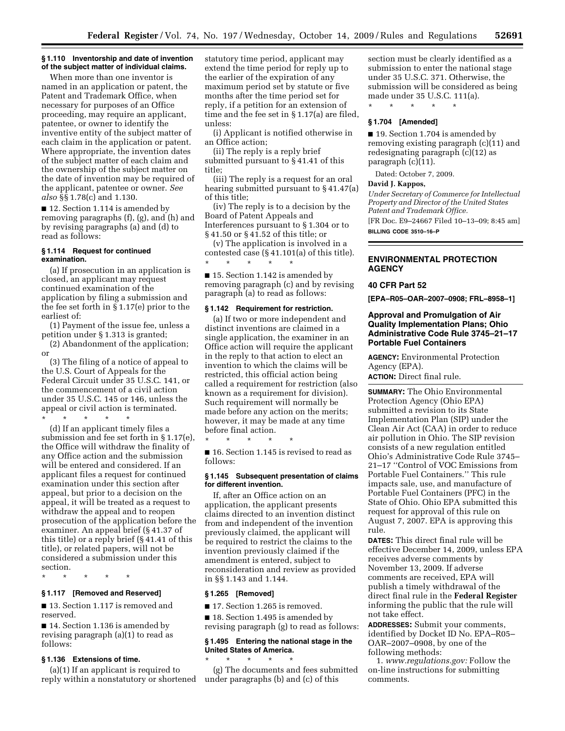### § 1.110 Inventorship and date of invention of the subject matter of individual claims.

When more than one inventor is named in an application or patent, the Patent and Trademark Office, when necessary for purposes of an Office proceeding, may require an applicant, patentee, or owner to identify the inventive entity of the subject matter of each claim in the application or patent. Where appropriate, the invention dates of the subject matter of each claim and the ownership of the subject matter on the date of invention may be required of the applicant, patentee or owner. *See also* §§ 1.78(c) and 1.130.

■ 12. Section 1.114 is amended by removing paragraphs (f), (g), and (h) and by revising paragraphs (a) and (d) to read as follows:

### § 1.114 Request for continued examination.

(a) If prosecution in an application is closed, an applicant may request continued examination of the application by filing a submission and the fee set forth in § 1.17(e) prior to the earliest of:

(1) Payment of the issue fee, unless a petition under § 1.313 is granted;

(2) Abandonment of the application; or

(3) The filing of a notice of appeal to the U.S. Court of Appeals for the Federal Circuit under 35 U.S.C. 141, or the commencement of a civil action under 35 U.S.C. 145 or 146, unless the appeal or civil action is terminated.

\* \* \* \* \*

(d) If an applicant timely files a submission and fee set forth in § 1.17(e), the Office will withdraw the finality of any Office action and the submission will be entered and considered. If an applicant files a request for continued examination under this section after appeal, but prior to a decision on the appeal, it will be treated as a request to withdraw the appeal and to reopen prosecution of the application before the examiner. An appeal brief (§ 41.37 of this title) or a reply brief (§ 41.41 of this title), or related papers, will not be considered a submission under this section.

\* \* \* \* \*

### § 1.117 [Removed and Reserved]

■ 13. Section 1.117 is removed and reserved.

■ 14. Section 1.136 is amended by revising paragraph (a)(1) to read as follows:

### § 1.136 Extensions of time.

(a)(1) If an applicant is required to reply within a nonstatutory or shortened statutory time period, applicant may extend the time period for reply up to the earlier of the expiration of any maximum period set by statute or five months after the time period set for reply, if a petition for an extension of time and the fee set in § 1.17(a) are filed, unless:

(i) Applicant is notified otherwise in an Office action;

(ii) The reply is a reply brief submitted pursuant to § 41.41 of this title;

(iii) The reply is a request for an oral hearing submitted pursuant to § 41.47(a) of this title;

(iv) The reply is to a decision by the Board of Patent Appeals and Interferences pursuant to § 1.304 or to § 41.50 or § 41.52 of this title; or

(v) The application is involved in a contested case (§ 41.101(a) of this title).

\* \* \* \* \*

■ 15. Section 1.142 is amended by removing paragraph (c) and by revising paragraph (a) to read as follows:

### § 1.142 Requirement for restriction.

(a) If two or more independent and distinct inventions are claimed in a single application, the examiner in an Office action will require the applicant in the reply to that action to elect an invention to which the claims will be restricted, this official action being called a requirement for restriction (also known as a requirement for division). Such requirement will normally be made before any action on the merits; however, it may be made at any time before final action.

\* \* \* \* \*

■ 16. Section 1.145 is revised to read as follows:

### § 1.145 Subsequent presentation of claims for different invention.

If, after an Office action on an application, the applicant presents claims directed to an invention distinct from and independent of the invention previously claimed, the applicant will be required to restrict the claims to the invention previously claimed if the amendment is entered, subject to reconsideration and review as provided in §§ 1.143 and 1.144.

### § 1.265 [Removed]

■ 17. Section 1.265 is removed.

■ 18. Section 1.495 is amended by revising paragraph (g) to read as follows:

### § 1.495 Entering the national stage in the United States of America.

\* \* \* \* \*

(g) The documents and fees submitted under paragraphs (b) and (c) of this section must be clearly identified as a submission to enter the national stage under 35 U.S.C. 371. Otherwise, the submission will be considered as being made under 35 U.S.C. 111(a).

\* \* \* \* \*

### § 1.704 [Amended]

■ 19. Section 1.704 is amended by removing existing paragraph (c)(11) and redesignating paragraph (c)(12) as paragraph (c)(11).

Dated: October 7, 2009.

**David J. Kappos,**

*Under Secretary of Commerce for Intellectual Property and Director of the United States Patent and Trademark Office.*

[FR Doc. E9–24667 Filed 10–13–09; 8:45 am]

**BILLING CODE 3510–16–P**

## ENVIRONMENTAL PROTECTION AGENCY

### 40 CFR Part 52

**[EPA–R05–OAR–2007–0908; FRL–8958–1]**

### Approval and Promulgation of Air Quality Implementation Plans; Ohio Administrative Code Rule 3745–21–17 Portable Fuel Containers

**AGENCY:** Environmental Protection Agency (EPA).

**ACTION:** Direct final rule.

**SUMMARY:** The Ohio Environmental Protection Agency (Ohio EPA) submitted a revision to its State Implementation Plan (SIP) under the Clean Air Act (CAA) in order to reduce air pollution in Ohio. The SIP revision consists of a new regulation entitled Ohio's Administrative Code Rule 3745–21–17 ''Control of VOC Emissions from Portable Fuel Containers.'' This rule impacts sale, use, and manufacture of Portable Fuel Containers (PFC) in the State of Ohio. Ohio EPA submitted this request for approval of this rule on August 7, 2007. EPA is approving this rule.

**DATES:** This direct final rule will be effective December 14, 2009, unless EPA receives adverse comments by November 13, 2009. If adverse comments are received, EPA will publish a timely withdrawal of the direct final rule in the **Federal Register** informing the public that the rule will not take effect.

**ADDRESSES:** Submit your comments, identified by Docket ID No. EPA–R05–OAR–2007–0908, by one of the following methods:

1. *www.regulations.gov:* Follow the on-line instructions for submitting comments.